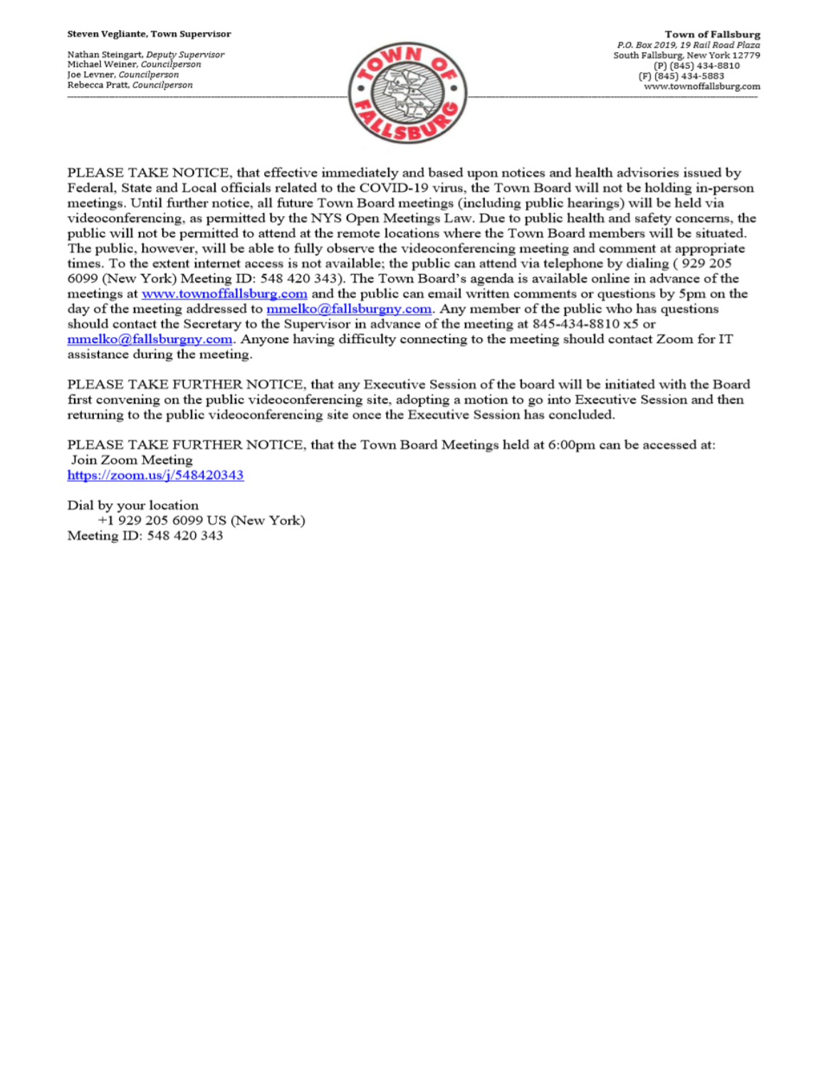**Steven Vegliante, Town Supervisor**

Nathan Steingart, *Deputy Supervisor*
Michael Weiner, *Councilperson*
Joe Levner, *Councilperson*
Rebecca Pratt, *Councilperson*

**Town of Fallsburg**
*P.O. Box 2019, 19 Rail Road Plaza*
South Fallsburg, New York 12779
(P) (845) 434-8810
(F) (845) 434-5883
www.townoffallsburg.com

---

PLEASE TAKE NOTICE, that effective immediately and based upon notices and health advisories issued by Federal, State and Local officials related to the COVID-19 virus, the Town Board will not be holding in-person meetings. Until further notice, all future Town Board meetings (including public hearings) will be held via videoconferencing, as permitted by the NYS Open Meetings Law. Due to public health and safety concerns, the public will not be permitted to attend at the remote locations where the Town Board members will be situated. The public, however, will be able to fully observe the videoconferencing meeting and comment at appropriate times. To the extent internet access is not available; the public can attend via telephone by dialing ( 929 205 6099 (New York) Meeting ID: 548 420 343). The Town Board's agenda is available online in advance of the meetings at www.townoffallsburg.com and the public can email written comments or questions by 5pm on the day of the meeting addressed to mmelko@fallsburgny.com. Any member of the public who has questions should contact the Secretary to the Supervisor in advance of the meeting at 845-434-8810 x5 or mmelko@fallsburgny.com. Anyone having difficulty connecting to the meeting should contact Zoom for IT assistance during the meeting.

PLEASE TAKE FURTHER NOTICE, that any Executive Session of the board will be initiated with the Board first convening on the public videoconferencing site, adopting a motion to go into Executive Session and then returning to the public videoconferencing site once the Executive Session has concluded.

PLEASE TAKE FURTHER NOTICE, that the Town Board Meetings held at 6:00pm can be accessed at:
Join Zoom Meeting
https://zoom.us/j/548420343

Dial by your location
+1 929 205 6099 US (New York)
Meeting ID: 548 420 343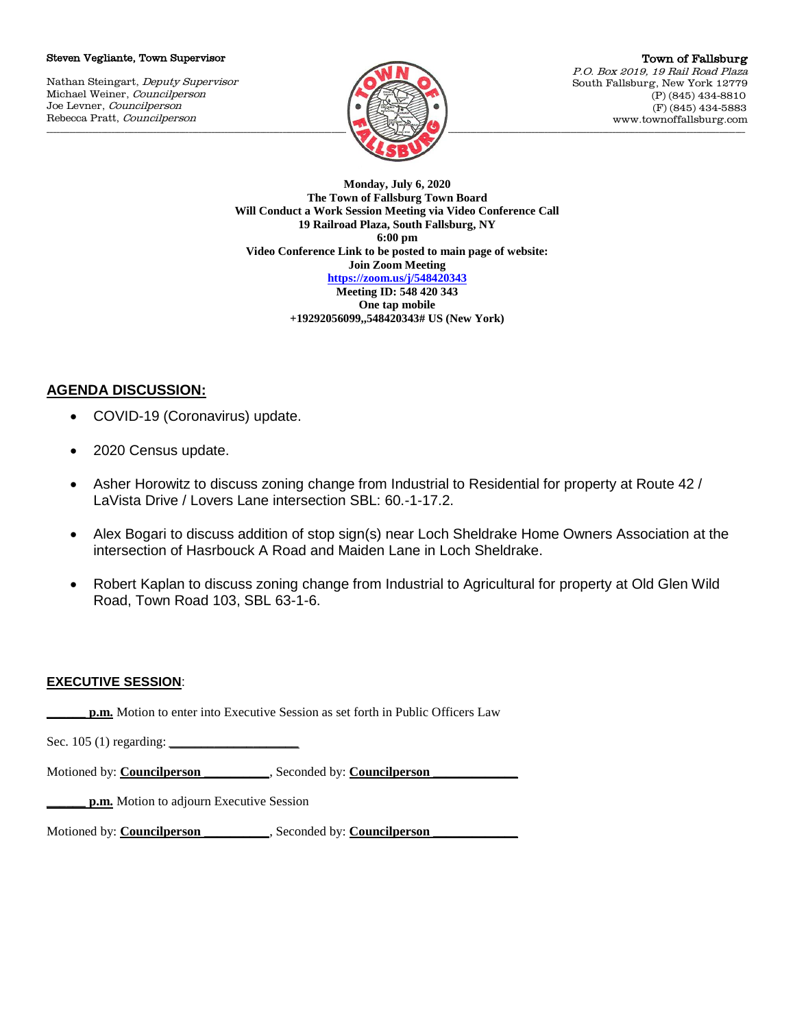Steven Vegliante, Town Supervisor

Nathan Steingart, *Deputy Supervisor*
Michael Weiner, *Councilperson*
Joe Levner, *Councilperson*
Rebecca Pratt, *Councilperson*

Town of Fallsburg
*P.O. Box 2019, 19 Rail Road Plaza*
South Fallsburg, New York 12779
(P) (845) 434-8810
(F) (845) 434-5883
www.townoffallsburg.com

**Monday, July 6, 2020**
**The Town of Fallsburg Town Board**
**Will Conduct a Work Session Meeting via Video Conference Call**
**19 Railroad Plaza, South Fallsburg, NY**
**6:00 pm**
**Video Conference Link to be posted to main page of website:**
**Join Zoom Meeting**
**https://zoom.us/j/548420343**
**Meeting ID: 548 420 343**
**One tap mobile**
**+19292056099,,548420343# US (New York)**

## AGENDA DISCUSSION:

- COVID-19 (Coronavirus) update.
- 2020 Census update.
- Asher Horowitz to discuss zoning change from Industrial to Residential for property at Route 42 / LaVista Drive / Lovers Lane intersection SBL: 60.-1-17.2.
- Alex Bogari to discuss addition of stop sign(s) near Loch Sheldrake Home Owners Association at the intersection of Hasrbouck A Road and Maiden Lane in Loch Sheldrake.
- Robert Kaplan to discuss zoning change from Industrial to Agricultural for property at Old Glen Wild Road, Town Road 103, SBL 63-1-6.

## EXECUTIVE SESSION:

______ **p.m.** Motion to enter into Executive Session as set forth in Public Officers Law

Sec. 105 (1) regarding: ____________________

Motioned by: **Councilperson** __________, Seconded by: **Councilperson** _____________

______ **p.m.** Motion to adjourn Executive Session

Motioned by: **Councilperson** __________, Seconded by: **Councilperson** _____________